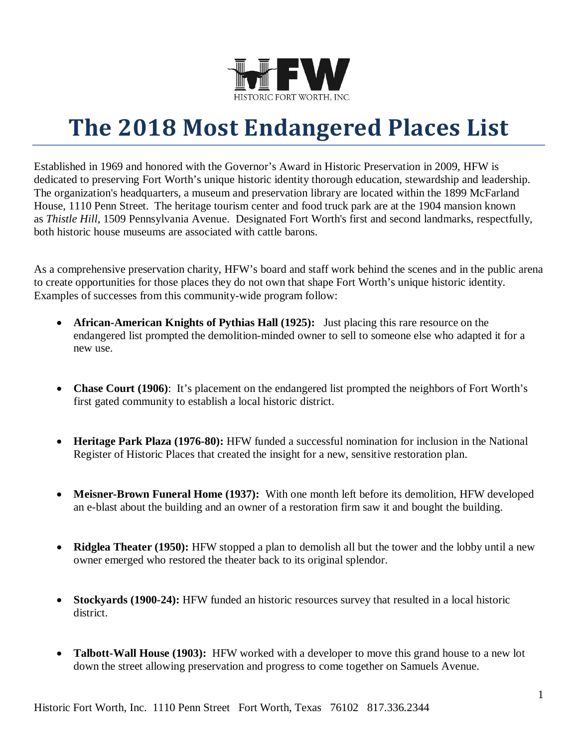HISTORIC FORT WORTH, INC.

# The 2018 Most Endangered Places List

Established in 1969 and honored with the Governor's Award in Historic Preservation in 2009, HFW is dedicated to preserving Fort Worth's unique historic identity thorough education, stewardship and leadership. The organization's headquarters, a museum and preservation library are located within the 1899 McFarland House, 1110 Penn Street. The heritage tourism center and food truck park are at the 1904 mansion known as *Thistle Hill*, 1509 Pennsylvania Avenue. Designated Fort Worth's first and second landmarks, respectfully, both historic house museums are associated with cattle barons.

As a comprehensive preservation charity, HFW's board and staff work behind the scenes and in the public arena to create opportunities for those places they do not own that shape Fort Worth's unique historic identity. Examples of successes from this community-wide program follow:

- **African-American Knights of Pythias Hall (1925):** Just placing this rare resource on the endangered list prompted the demolition-minded owner to sell to someone else who adapted it for a new use.

- **Chase Court (1906)**: It's placement on the endangered list prompted the neighbors of Fort Worth's first gated community to establish a local historic district.

- **Heritage Park Plaza (1976-80):** HFW funded a successful nomination for inclusion in the National Register of Historic Places that created the insight for a new, sensitive restoration plan.

- **Meisner-Brown Funeral Home (1937):** With one month left before its demolition, HFW developed an e-blast about the building and an owner of a restoration firm saw it and bought the building.

- **Ridglea Theater (1950):** HFW stopped a plan to demolish all but the tower and the lobby until a new owner emerged who restored the theater back to its original splendor.

- **Stockyards (1900-24):** HFW funded an historic resources survey that resulted in a local historic district.

- **Talbott-Wall House (1903):** HFW worked with a developer to move this grand house to a new lot down the street allowing preservation and progress to come together on Samuels Avenue.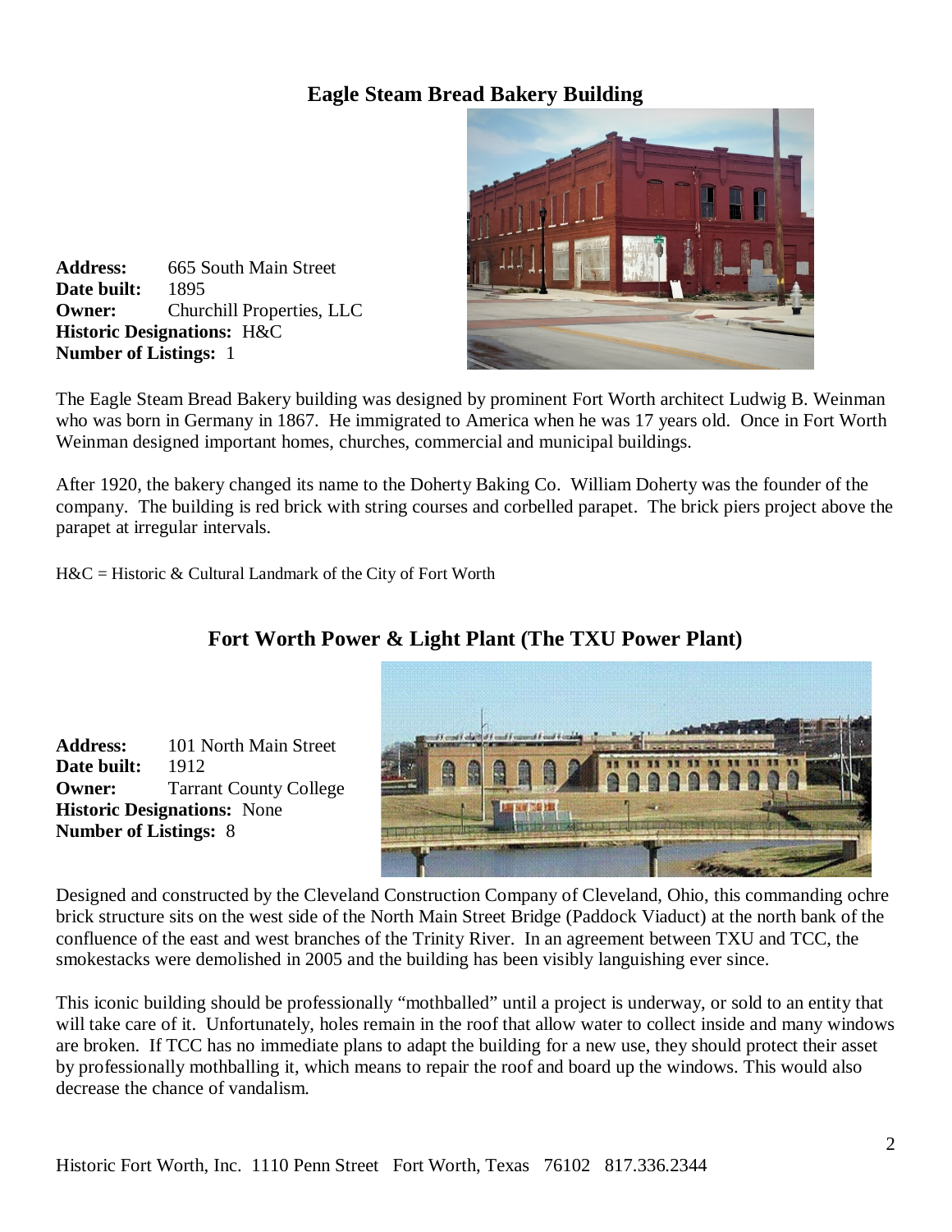## Eagle Steam Bread Bakery Building

**Address:** 665 South Main Street
**Date built:** 1895
**Owner:** Churchill Properties, LLC
**Historic Designations:** H&C
**Number of Listings:** 1

The Eagle Steam Bread Bakery building was designed by prominent Fort Worth architect Ludwig B. Weinman who was born in Germany in 1867. He immigrated to America when he was 17 years old. Once in Fort Worth Weinman designed important homes, churches, commercial and municipal buildings.

After 1920, the bakery changed its name to the Doherty Baking Co. William Doherty was the founder of the company. The building is red brick with string courses and corbelled parapet. The brick piers project above the parapet at irregular intervals.

H&C = Historic & Cultural Landmark of the City of Fort Worth

## Fort Worth Power & Light Plant (The TXU Power Plant)

**Address:** 101 North Main Street
**Date built:** 1912
**Owner:** Tarrant County College
**Historic Designations:** None
**Number of Listings:** 8

Designed and constructed by the Cleveland Construction Company of Cleveland, Ohio, this commanding ochre brick structure sits on the west side of the North Main Street Bridge (Paddock Viaduct) at the north bank of the confluence of the east and west branches of the Trinity River. In an agreement between TXU and TCC, the smokestacks were demolished in 2005 and the building has been visibly languishing ever since.

This iconic building should be professionally "mothballed" until a project is underway, or sold to an entity that will take care of it. Unfortunately, holes remain in the roof that allow water to collect inside and many windows are broken. If TCC has no immediate plans to adapt the building for a new use, they should protect their asset by professionally mothballing it, which means to repair the roof and board up the windows. This would also decrease the chance of vandalism.

Historic Fort Worth, Inc. 1110 Penn Street Fort Worth, Texas 76102 817.336.2344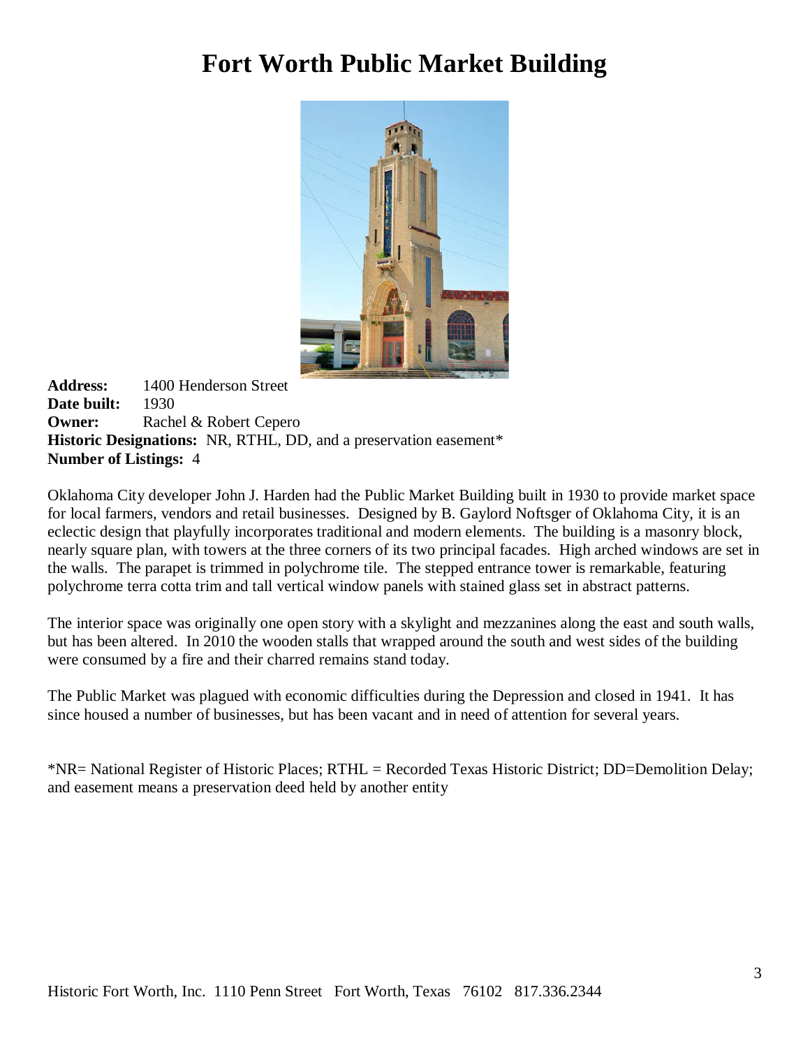# Fort Worth Public Market Building

**Address:** 1400 Henderson Street
**Date built:** 1930
**Owner:** Rachel & Robert Cepero
**Historic Designations:** NR, RTHL, DD, and a preservation easement*
**Number of Listings:** 4

Oklahoma City developer John J. Harden had the Public Market Building built in 1930 to provide market space for local farmers, vendors and retail businesses. Designed by B. Gaylord Noftsger of Oklahoma City, it is an eclectic design that playfully incorporates traditional and modern elements. The building is a masonry block, nearly square plan, with towers at the three corners of its two principal facades. High arched windows are set in the walls. The parapet is trimmed in polychrome tile. The stepped entrance tower is remarkable, featuring polychrome terra cotta trim and tall vertical window panels with stained glass set in abstract patterns.

The interior space was originally one open story with a skylight and mezzanines along the east and south walls, but has been altered. In 2010 the wooden stalls that wrapped around the south and west sides of the building were consumed by a fire and their charred remains stand today.

The Public Market was plagued with economic difficulties during the Depression and closed in 1941. It has since housed a number of businesses, but has been vacant and in need of attention for several years.

*NR= National Register of Historic Places; RTHL = Recorded Texas Historic District; DD=Demolition Delay; and easement means a preservation deed held by another entity

Historic Fort Worth, Inc. 1110 Penn Street Fort Worth, Texas 76102 817.336.2344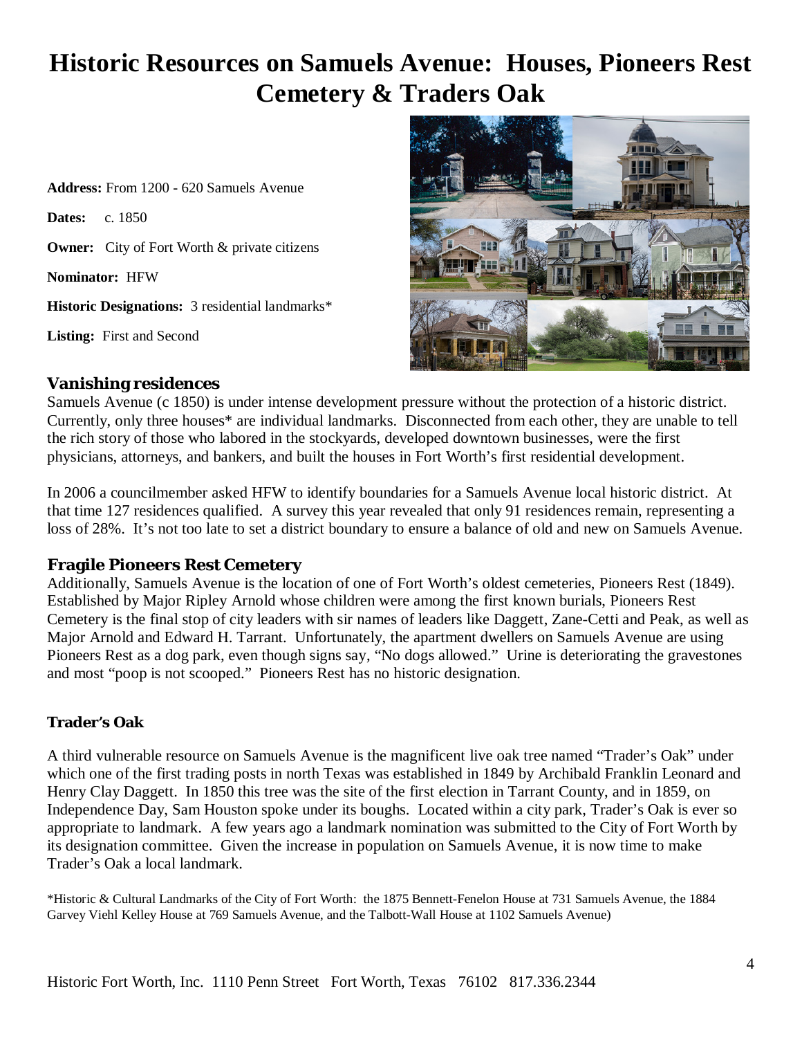# Historic Resources on Samuels Avenue: Houses, Pioneers Rest Cemetery & Traders Oak

**Address:** From 1200 - 620 Samuels Avenue

**Dates:** c. 1850

**Owner:** City of Fort Worth & private citizens

**Nominator:** HFW

**Historic Designations:** 3 residential landmarks*

**Listing:** First and Second

### Vanishing residences

Samuels Avenue (c 1850) is under intense development pressure without the protection of a historic district. Currently, only three houses* are individual landmarks. Disconnected from each other, they are unable to tell the rich story of those who labored in the stockyards, developed downtown businesses, were the first physicians, attorneys, and bankers, and built the houses in Fort Worth's first residential development.

In 2006 a councilmember asked HFW to identify boundaries for a Samuels Avenue local historic district. At that time 127 residences qualified. A survey this year revealed that only 91 residences remain, representing a loss of 28%. It's not too late to set a district boundary to ensure a balance of old and new on Samuels Avenue.

### Fragile Pioneers Rest Cemetery

Additionally, Samuels Avenue is the location of one of Fort Worth's oldest cemeteries, Pioneers Rest (1849). Established by Major Ripley Arnold whose children were among the first known burials, Pioneers Rest Cemetery is the final stop of city leaders with sir names of leaders like Daggett, Zane-Cetti and Peak, as well as Major Arnold and Edward H. Tarrant. Unfortunately, the apartment dwellers on Samuels Avenue are using Pioneers Rest as a dog park, even though signs say, "No dogs allowed." Urine is deteriorating the gravestones and most "poop is not scooped." Pioneers Rest has no historic designation.

### Trader's Oak

A third vulnerable resource on Samuels Avenue is the magnificent live oak tree named "Trader's Oak" under which one of the first trading posts in north Texas was established in 1849 by Archibald Franklin Leonard and Henry Clay Daggett. In 1850 this tree was the site of the first election in Tarrant County, and in 1859, on Independence Day, Sam Houston spoke under its boughs. Located within a city park, Trader's Oak is ever so appropriate to landmark. A few years ago a landmark nomination was submitted to the City of Fort Worth by its designation committee. Given the increase in population on Samuels Avenue, it is now time to make Trader's Oak a local landmark.

*Historic & Cultural Landmarks of the City of Fort Worth: the 1875 Bennett-Fenelon House at 731 Samuels Avenue, the 1884 Garvey Viehl Kelley House at 769 Samuels Avenue, and the Talbott-Wall House at 1102 Samuels Avenue)

Historic Fort Worth, Inc. 1110 Penn Street Fort Worth, Texas 76102 817.336.2344